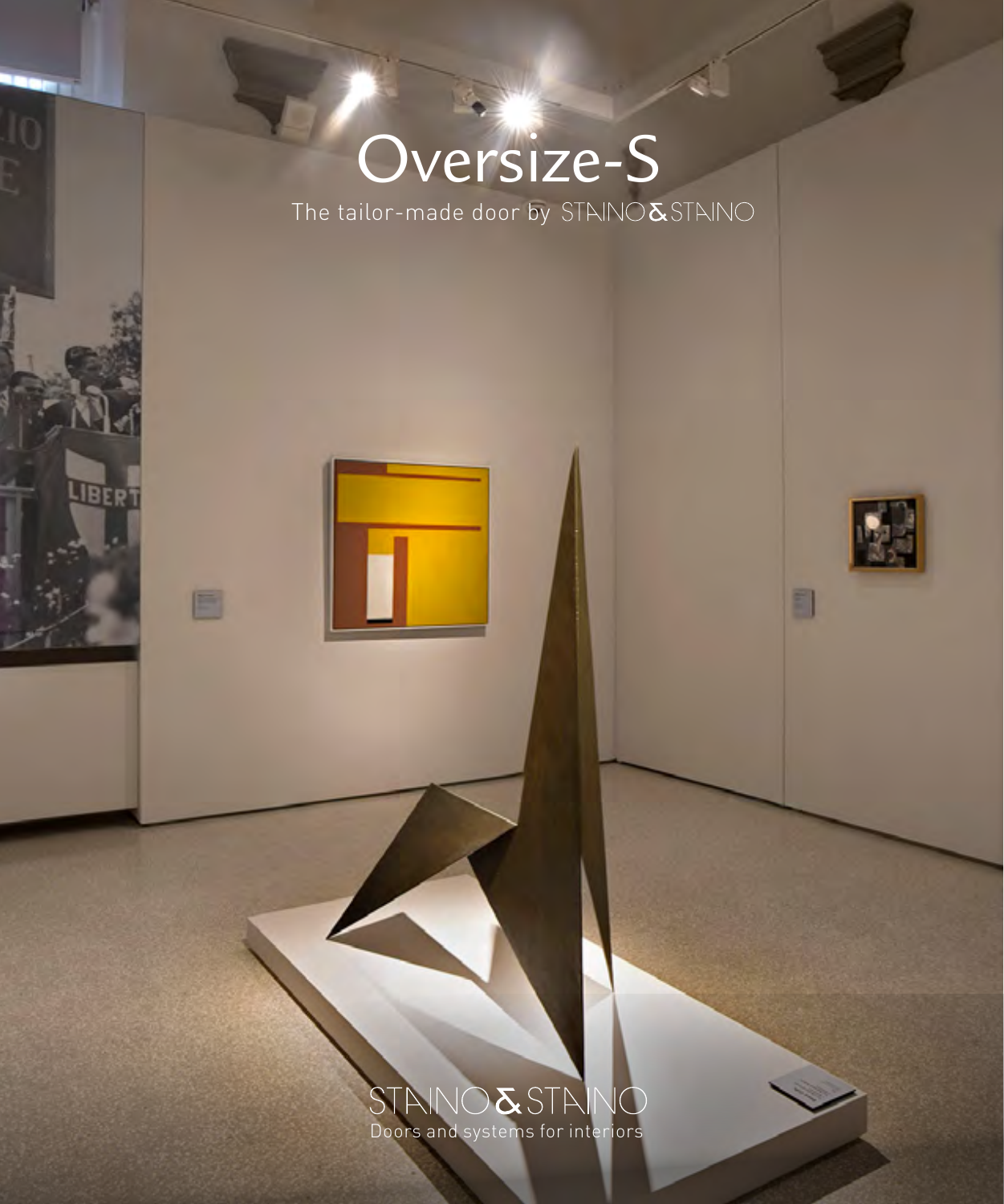# Oversize-S

The tailor-made door by STAINO&STAINO

STAINO&STAINO
Doors and systems for interiors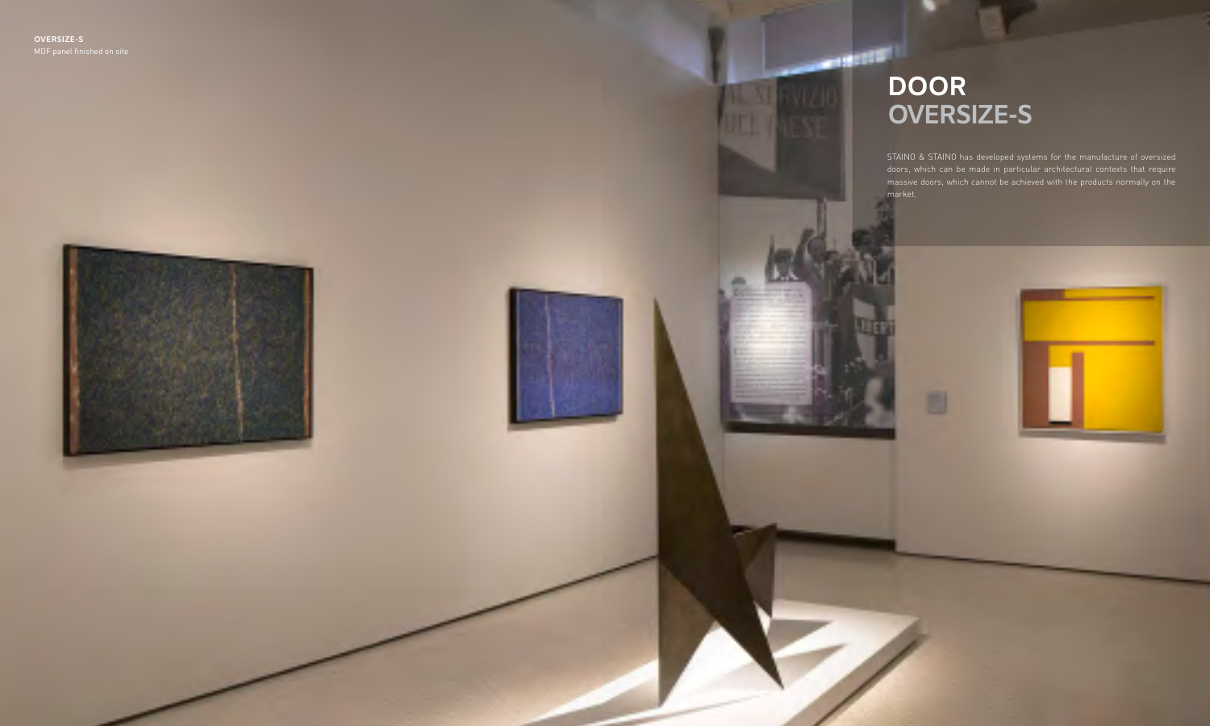**OVERSIZE-S**
MDF panel finished on site

# DOOR
## OVERSIZE-S

STAINO & STAINO has developed systems for the manufacture of oversized doors, which can be made in particular architectural contexts that require massive doors, which cannot be achieved with the products normally on the market.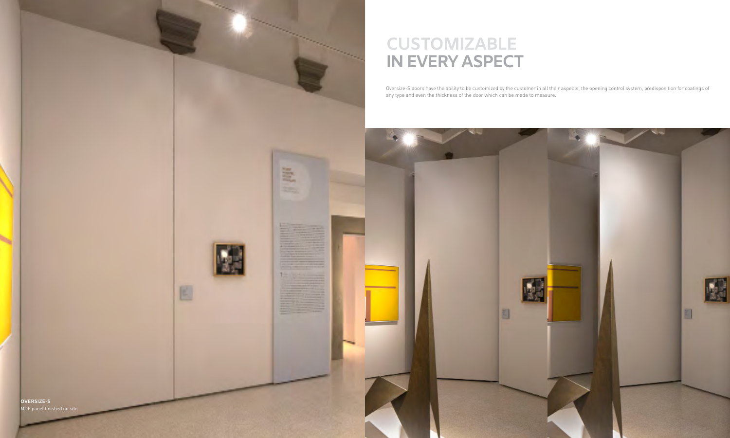# CUSTOMIZABLE IN EVERY ASPECT

Oversize-S doors have the ability to be customized by the customer in all their aspects, the opening control system, predisposition for coatings of any type and even the thickness of the door which can be made to measure.

**OVERSIZE-S**
MDF panel finished on site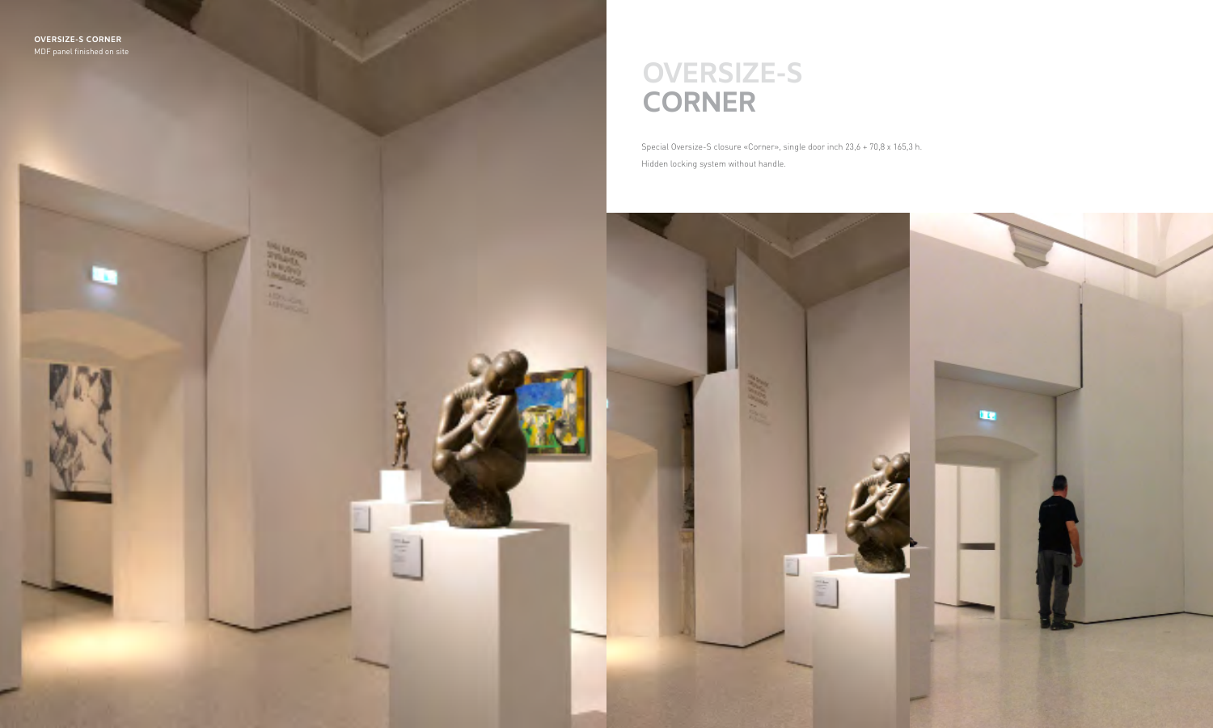**OVERSIZE-S CORNER**
MDF panel finished on site

# OVERSIZE-S CORNER

Special Oversize-S closure «Corner», single door inch 23,6 + 70,8 x 165,3 h.

Hidden locking system without handle.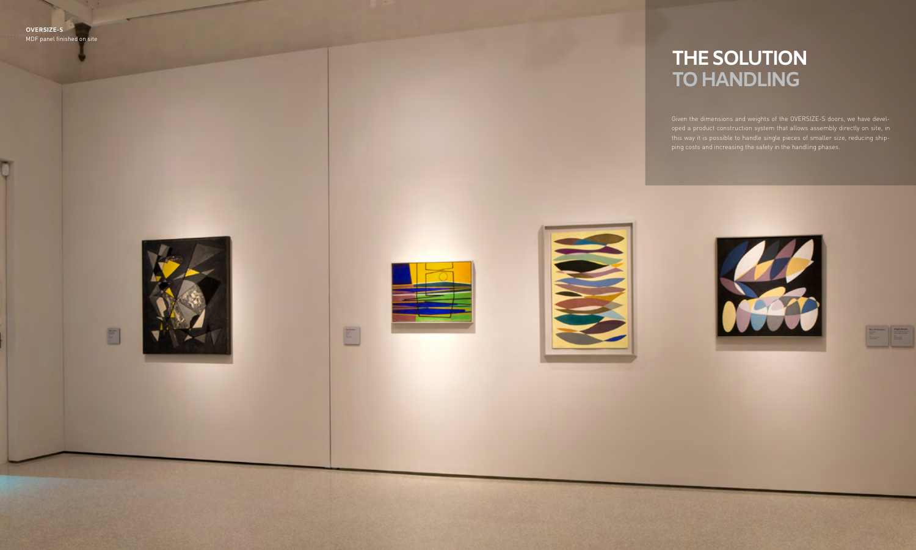**OVERSIZE-S**
MDF panel finished on site

# THE SOLUTION TO HANDLING

Given the dimensions and weights of the OVERSIZE-S doors, we have developed a product construction system that allows assembly directly on site, in this way it is possible to handle single pieces of smaller size, reducing shipping costs and increasing the safety in the handling phases.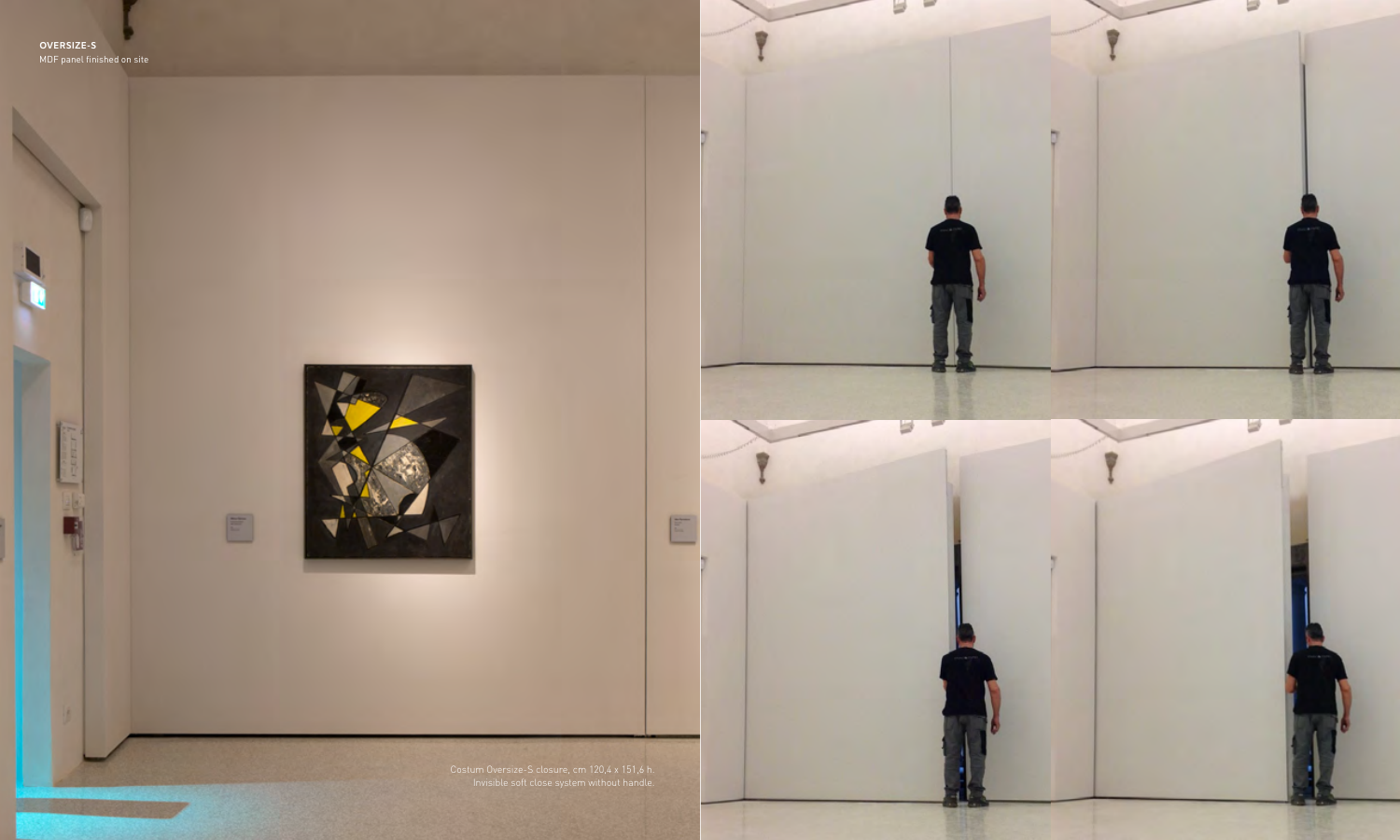**OVERSIZE-S**

MDF panel finished on site

Costum Oversize-S closure, cm 120,4 x 151,6 h.
Invisible soft close system without handle.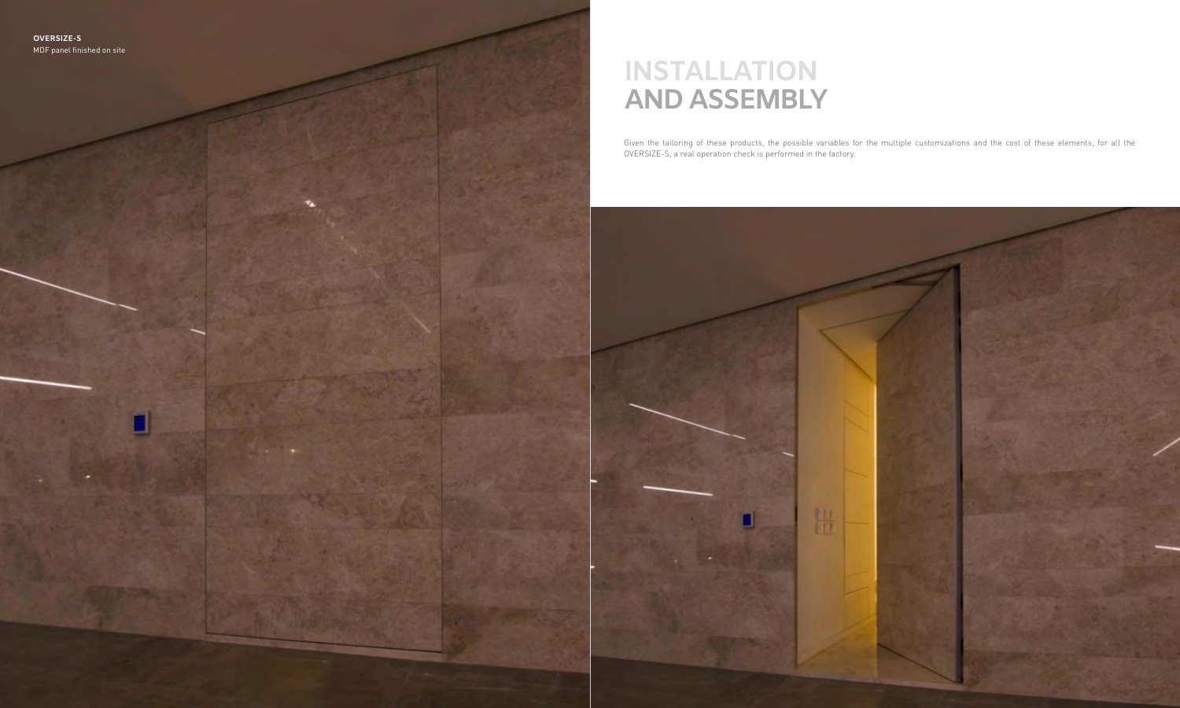**OVERSIZE-S**
MDF panel finished on site

# INSTALLATION AND ASSEMBLY

Given the tailoring of these products, the possible variables for the multiple customizations and the cost of these elements, for all the OVERSIZE-S, a real operation check is performed in the factory.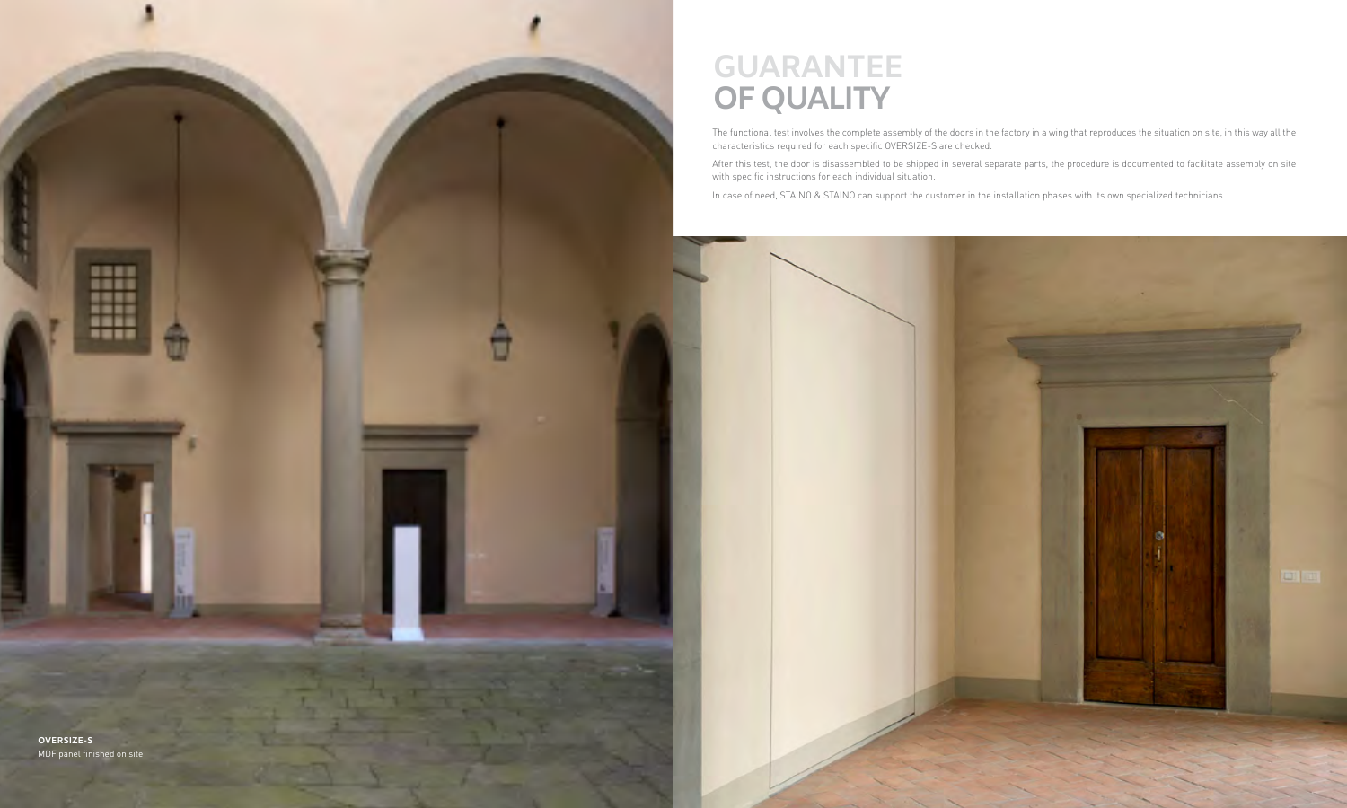# GUARANTEE OF QUALITY

The functional test involves the complete assembly of the doors in the factory in a wing that reproduces the situation on site, in this way all the characteristics required for each specific OVERSIZE-S are checked.

After this test, the door is disassembled to be shipped in several separate parts, the procedure is documented to facilitate assembly on site with specific instructions for each individual situation.

In case of need, STAINO & STAINO can support the customer in the installation phases with its own specialized technicians.

**OVERSIZE-S**
MDF panel finished on site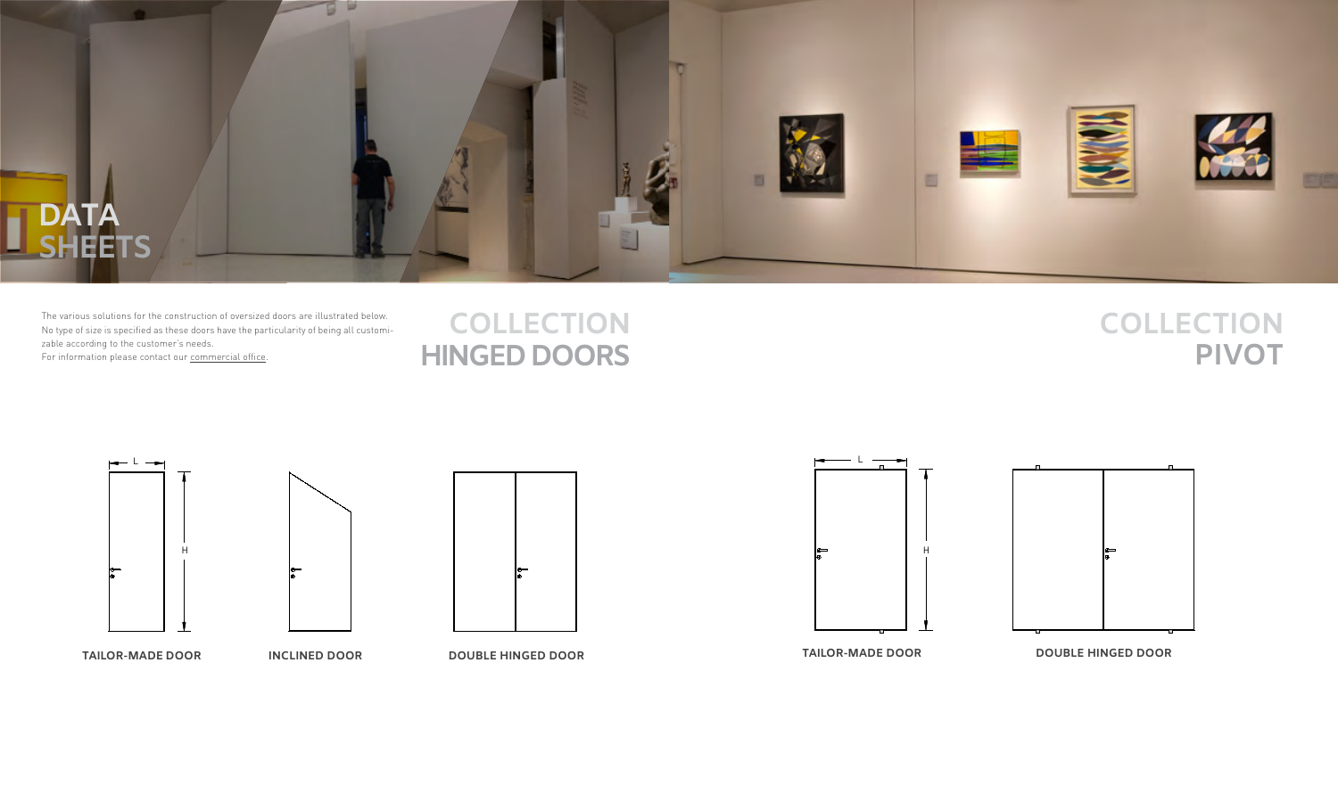# DATA SHEETS

The various solutions for the construction of oversized doors are illustrated below. No type of size is specified as these doors have the particularity of being all customizable according to the customer's needs.
For information please contact our commercial office.

## COLLECTION HINGED DOORS

L

H

**TAILOR-MADE DOOR**

**INCLINED DOOR**

**DOUBLE HINGED DOOR**

## COLLECTION PIVOT

L

H

**TAILOR-MADE DOOR**

**DOUBLE HINGED DOOR**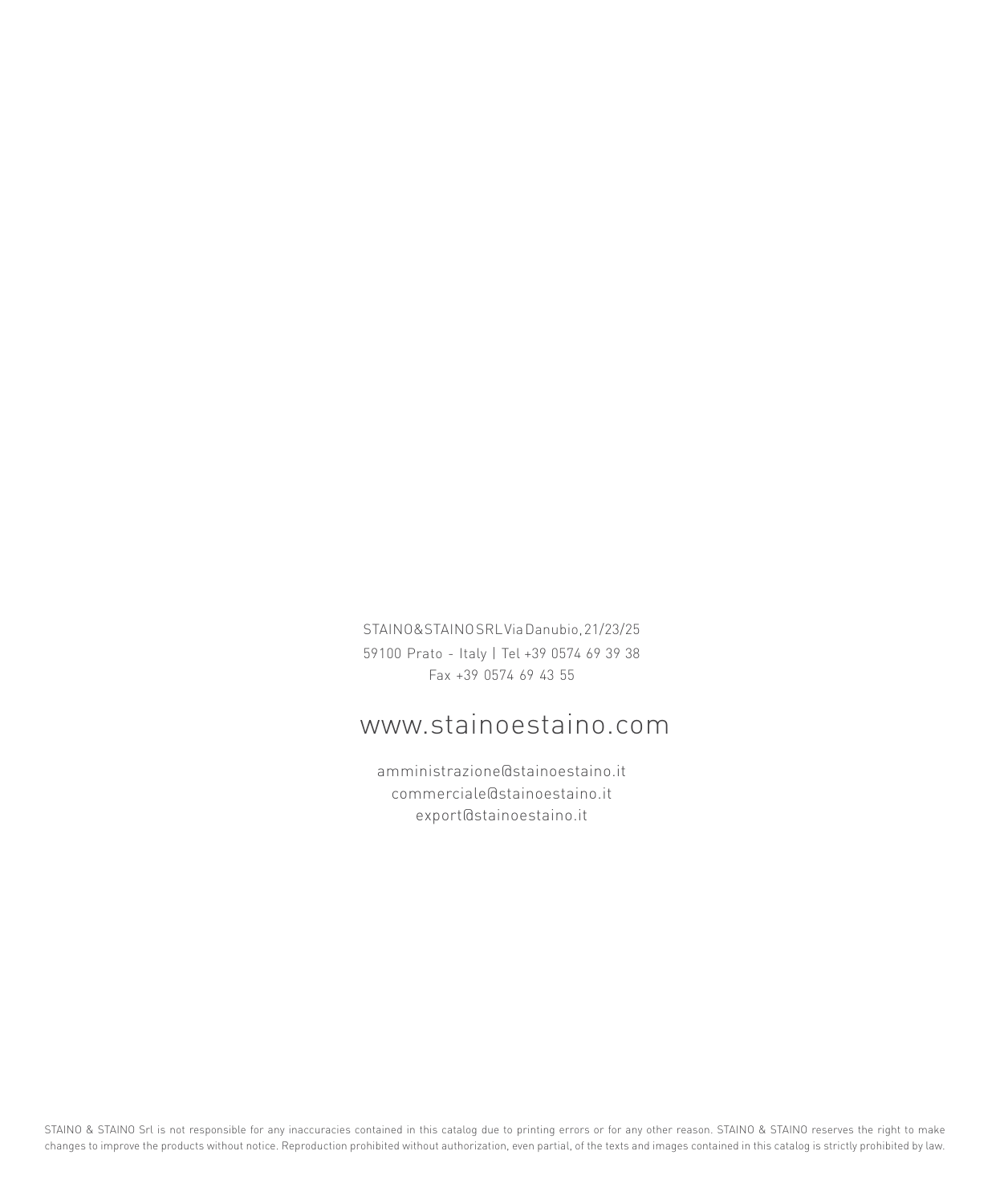STAINO&STAINO SRL Via Danubio, 21/23/25
59100 Prato - Italy | Tel +39 0574 69 39 38
Fax +39 0574 69 43 55

www.stainoestaino.com

amministrazione@stainoestaino.it
commerciale@stainoestaino.it
export@stainoestaino.it

STAINO & STAINO Srl is not responsible for any inaccuracies contained in this catalog due to printing errors or for any other reason. STAINO & STAINO reserves the right to make changes to improve the products without notice. Reproduction prohibited without authorization, even partial, of the texts and images contained in this catalog is strictly prohibited by law.